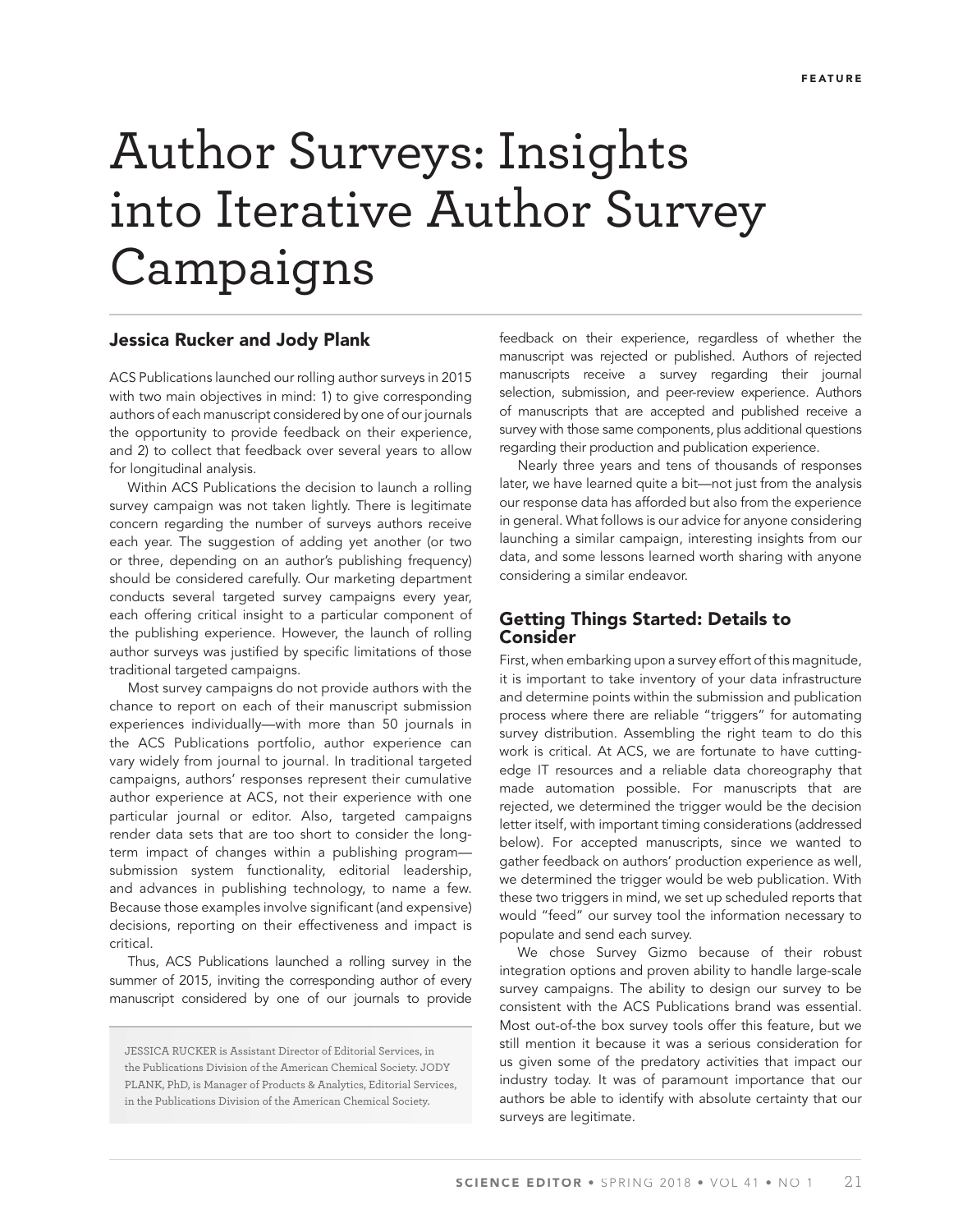# Author Surveys: Insights into Iterative Author Survey Campaigns

**Jessica Rucker and Jody Plank**

ACS Publications launched our rolling author surveys in 2015 with two main objectives in mind: 1) to give corresponding authors of each manuscript considered by one of our journals the opportunity to provide feedback on their experience, and 2) to collect that feedback over several years to allow for longitudinal analysis.

Within ACS Publications the decision to launch a rolling survey campaign was not taken lightly. There is legitimate concern regarding the number of surveys authors receive each year. The suggestion of adding yet another (or two or three, depending on an author's publishing frequency) should be considered carefully. Our marketing department conducts several targeted survey campaigns every year, each offering critical insight to a particular component of the publishing experience. However, the launch of rolling author surveys was justified by specific limitations of those traditional targeted campaigns.

Most survey campaigns do not provide authors with the chance to report on each of their manuscript submission experiences individually—with more than 50 journals in the ACS Publications portfolio, author experience can vary widely from journal to journal. In traditional targeted campaigns, authors' responses represent their cumulative author experience at ACS, not their experience with one particular journal or editor. Also, targeted campaigns render data sets that are too short to consider the long-term impact of changes within a publishing program—submission system functionality, editorial leadership, and advances in publishing technology, to name a few. Because those examples involve significant (and expensive) decisions, reporting on their effectiveness and impact is critical.

Thus, ACS Publications launched a rolling survey in the summer of 2015, inviting the corresponding author of every manuscript considered by one of our journals to provide feedback on their experience, regardless of whether the manuscript was rejected or published. Authors of rejected manuscripts receive a survey regarding their journal selection, submission, and peer-review experience. Authors of manuscripts that are accepted and published receive a survey with those same components, plus additional questions regarding their production and publication experience.

Nearly three years and tens of thousands of responses later, we have learned quite a bit—not just from the analysis our response data has afforded but also from the experience in general. What follows is our advice for anyone considering launching a similar campaign, interesting insights from our data, and some lessons learned worth sharing with anyone considering a similar endeavor.

JESSICA RUCKER is Assistant Director of Editorial Services, in the Publications Division of the American Chemical Society. JODY PLANK, PhD, is Manager of Products & Analytics, Editorial Services, in the Publications Division of the American Chemical Society.

## Getting Things Started: Details to Consider

First, when embarking upon a survey effort of this magnitude, it is important to take inventory of your data infrastructure and determine points within the submission and publication process where there are reliable "triggers" for automating survey distribution. Assembling the right team to do this work is critical. At ACS, we are fortunate to have cutting-edge IT resources and a reliable data choreography that made automation possible. For manuscripts that are rejected, we determined the trigger would be the decision letter itself, with important timing considerations (addressed below). For accepted manuscripts, since we wanted to gather feedback on authors' production experience as well, we determined the trigger would be web publication. With these two triggers in mind, we set up scheduled reports that would "feed" our survey tool the information necessary to populate and send each survey.

We chose Survey Gizmo because of their robust integration options and proven ability to handle large-scale survey campaigns. The ability to design our survey to be consistent with the ACS Publications brand was essential. Most out-of-the box survey tools offer this feature, but we still mention it because it was a serious consideration for us given some of the predatory activities that impact our industry today. It was of paramount importance that our authors be able to identify with absolute certainty that our surveys are legitimate.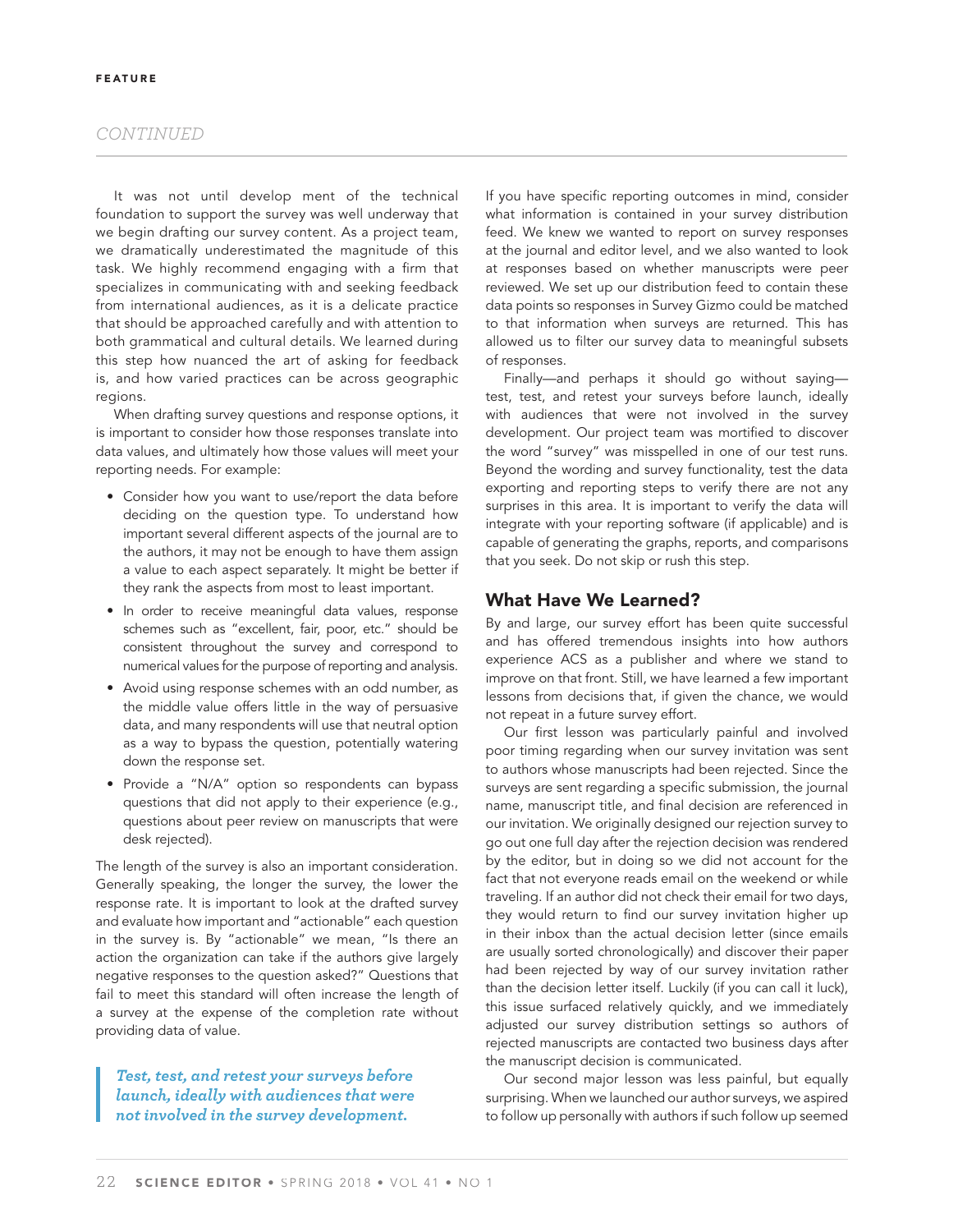FEATURE

*CONTINUED*

It was not until develop ment of the technical foundation to support the survey was well underway that we begin drafting our survey content. As a project team, we dramatically underestimated the magnitude of this task. We highly recommend engaging with a firm that specializes in communicating with and seeking feedback from international audiences, as it is a delicate practice that should be approached carefully and with attention to both grammatical and cultural details. We learned during this step how nuanced the art of asking for feedback is, and how varied practices can be across geographic regions.

When drafting survey questions and response options, it is important to consider how those responses translate into data values, and ultimately how those values will meet your reporting needs. For example:

- Consider how you want to use/report the data before deciding on the question type. To understand how important several different aspects of the journal are to the authors, it may not be enough to have them assign a value to each aspect separately. It might be better if they rank the aspects from most to least important.
- In order to receive meaningful data values, response schemes such as "excellent, fair, poor, etc." should be consistent throughout the survey and correspond to numerical values for the purpose of reporting and analysis.
- Avoid using response schemes with an odd number, as the middle value offers little in the way of persuasive data, and many respondents will use that neutral option as a way to bypass the question, potentially watering down the response set.
- Provide a "N/A" option so respondents can bypass questions that did not apply to their experience (e.g., questions about peer review on manuscripts that were desk rejected).

The length of the survey is also an important consideration. Generally speaking, the longer the survey, the lower the response rate. It is important to look at the drafted survey and evaluate how important and "actionable" each question in the survey is. By "actionable" we mean, "Is there an action the organization can take if the authors give largely negative responses to the question asked?" Questions that fail to meet this standard will often increase the length of a survey at the expense of the completion rate without providing data of value.

> ***Test, test, and retest your surveys before launch, ideally with audiences that were not involved in the survey development.***

If you have specific reporting outcomes in mind, consider what information is contained in your survey distribution feed. We knew we wanted to report on survey responses at the journal and editor level, and we also wanted to look at responses based on whether manuscripts were peer reviewed. We set up our distribution feed to contain these data points so responses in Survey Gizmo could be matched to that information when surveys are returned. This has allowed us to filter our survey data to meaningful subsets of responses.

Finally—and perhaps it should go without saying—test, test, and retest your surveys before launch, ideally with audiences that were not involved in the survey development. Our project team was mortified to discover the word "survey" was misspelled in one of our test runs. Beyond the wording and survey functionality, test the data exporting and reporting steps to verify there are not any surprises in this area. It is important to verify the data will integrate with your reporting software (if applicable) and is capable of generating the graphs, reports, and comparisons that you seek. Do not skip or rush this step.

## What Have We Learned?

By and large, our survey effort has been quite successful and has offered tremendous insights into how authors experience ACS as a publisher and where we stand to improve on that front. Still, we have learned a few important lessons from decisions that, if given the chance, we would not repeat in a future survey effort.

Our first lesson was particularly painful and involved poor timing regarding when our survey invitation was sent to authors whose manuscripts had been rejected. Since the surveys are sent regarding a specific submission, the journal name, manuscript title, and final decision are referenced in our invitation. We originally designed our rejection survey to go out one full day after the rejection decision was rendered by the editor, but in doing so we did not account for the fact that not everyone reads email on the weekend or while traveling. If an author did not check their email for two days, they would return to find our survey invitation higher up in their inbox than the actual decision letter (since emails are usually sorted chronologically) and discover their paper had been rejected by way of our survey invitation rather than the decision letter itself. Luckily (if you can call it luck), this issue surfaced relatively quickly, and we immediately adjusted our survey distribution settings so authors of rejected manuscripts are contacted two business days after the manuscript decision is communicated.

Our second major lesson was less painful, but equally surprising. When we launched our author surveys, we aspired to follow up personally with authors if such follow up seemed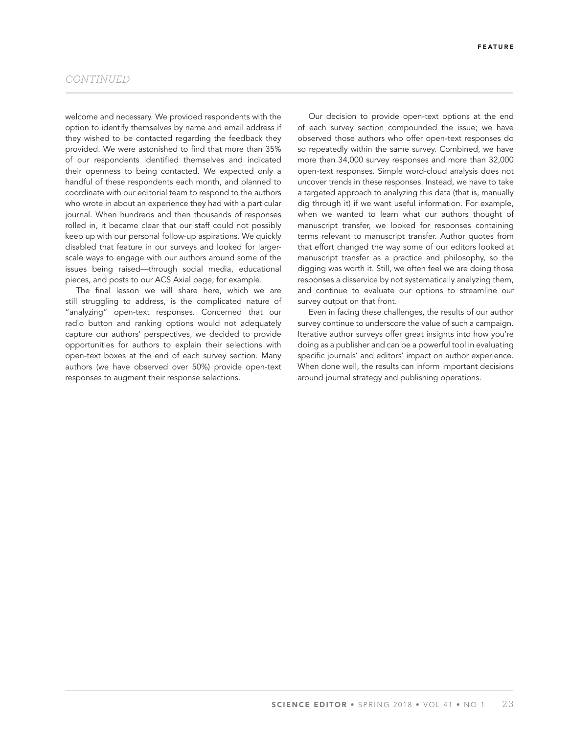welcome and necessary. We provided respondents with the option to identify themselves by name and email address if they wished to be contacted regarding the feedback they provided. We were astonished to find that more than 35% of our respondents identified themselves and indicated their openness to being contacted. We expected only a handful of these respondents each month, and planned to coordinate with our editorial team to respond to the authors who wrote in about an experience they had with a particular journal. When hundreds and then thousands of responses rolled in, it became clear that our staff could not possibly keep up with our personal follow-up aspirations. We quickly disabled that feature in our surveys and looked for larger-scale ways to engage with our authors around some of the issues being raised—through social media, educational pieces, and posts to our ACS Axial page, for example.

The final lesson we will share here, which we are still struggling to address, is the complicated nature of "analyzing" open-text responses. Concerned that our radio button and ranking options would not adequately capture our authors' perspectives, we decided to provide opportunities for authors to explain their selections with open-text boxes at the end of each survey section. Many authors (we have observed over 50%) provide open-text responses to augment their response selections.

Our decision to provide open-text options at the end of each survey section compounded the issue; we have observed those authors who offer open-text responses do so repeatedly within the same survey. Combined, we have more than 34,000 survey responses and more than 32,000 open-text responses. Simple word-cloud analysis does not uncover trends in these responses. Instead, we have to take a targeted approach to analyzing this data (that is, manually dig through it) if we want useful information. For example, when we wanted to learn what our authors thought of manuscript transfer, we looked for responses containing terms relevant to manuscript transfer. Author quotes from that effort changed the way some of our editors looked at manuscript transfer as a practice and philosophy, so the digging was worth it. Still, we often feel we are doing those responses a disservice by not systematically analyzing them, and continue to evaluate our options to streamline our survey output on that front.

Even in facing these challenges, the results of our author survey continue to underscore the value of such a campaign. Iterative author surveys offer great insights into how you're doing as a publisher and can be a powerful tool in evaluating specific journals' and editors' impact on author experience. When done well, the results can inform important decisions around journal strategy and publishing operations.